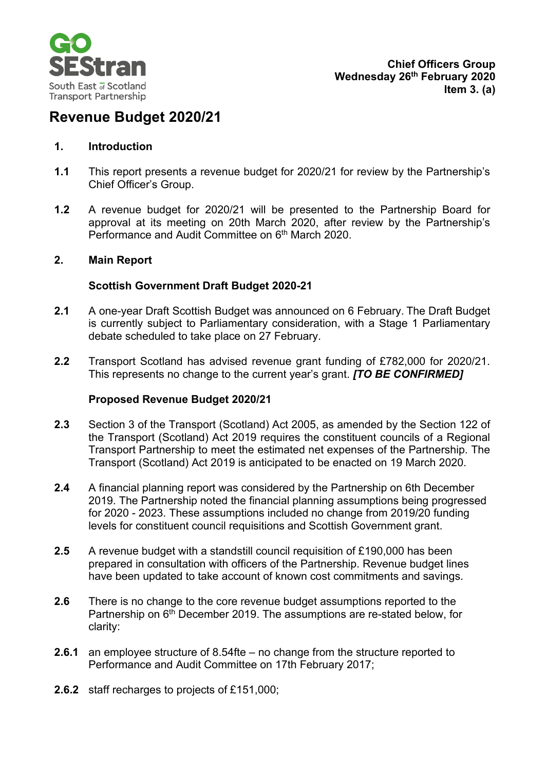Chief Officers Group
Wednesday 26th February 2020
Item 3. (a)

# Revenue Budget 2020/21

## 1. Introduction

**1.1** This report presents a revenue budget for 2020/21 for review by the Partnership's Chief Officer's Group.

**1.2** A revenue budget for 2020/21 will be presented to the Partnership Board for approval at its meeting on 20th March 2020, after review by the Partnership's Performance and Audit Committee on 6th March 2020.

## 2. Main Report

### Scottish Government Draft Budget 2020-21

**2.1** A one-year Draft Scottish Budget was announced on 6 February. The Draft Budget is currently subject to Parliamentary consideration, with a Stage 1 Parliamentary debate scheduled to take place on 27 February.

**2.2** Transport Scotland has advised revenue grant funding of £782,000 for 2020/21. This represents no change to the current year's grant. ***[TO BE CONFIRMED]***

### Proposed Revenue Budget 2020/21

**2.3** Section 3 of the Transport (Scotland) Act 2005, as amended by the Section 122 of the Transport (Scotland) Act 2019 requires the constituent councils of a Regional Transport Partnership to meet the estimated net expenses of the Partnership. The Transport (Scotland) Act 2019 is anticipated to be enacted on 19 March 2020.

**2.4** A financial planning report was considered by the Partnership on 6th December 2019. The Partnership noted the financial planning assumptions being progressed for 2020 - 2023. These assumptions included no change from 2019/20 funding levels for constituent council requisitions and Scottish Government grant.

**2.5** A revenue budget with a standstill council requisition of £190,000 has been prepared in consultation with officers of the Partnership. Revenue budget lines have been updated to take account of known cost commitments and savings.

**2.6** There is no change to the core revenue budget assumptions reported to the Partnership on 6th December 2019. The assumptions are re-stated below, for clarity:

**2.6.1** an employee structure of 8.54fte – no change from the structure reported to Performance and Audit Committee on 17th February 2017;

**2.6.2** staff recharges to projects of £151,000;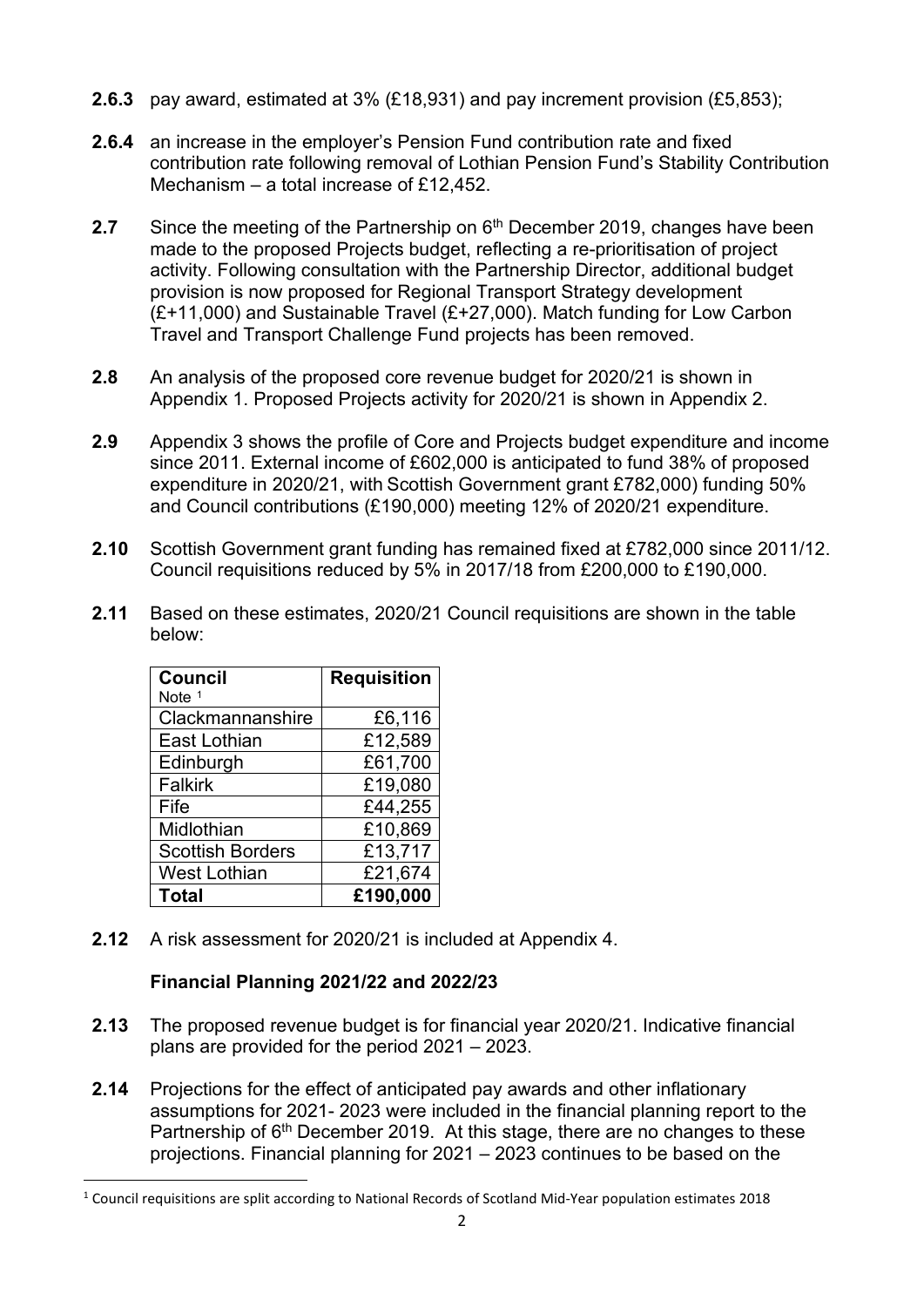**2.6.3** pay award, estimated at 3% (£18,931) and pay increment provision (£5,853);

**2.6.4** an increase in the employer's Pension Fund contribution rate and fixed contribution rate following removal of Lothian Pension Fund's Stability Contribution Mechanism – a total increase of £12,452.

**2.7** Since the meeting of the Partnership on 6th December 2019, changes have been made to the proposed Projects budget, reflecting a re-prioritisation of project activity. Following consultation with the Partnership Director, additional budget provision is now proposed for Regional Transport Strategy development (£+11,000) and Sustainable Travel (£+27,000). Match funding for Low Carbon Travel and Transport Challenge Fund projects has been removed.

**2.8** An analysis of the proposed core revenue budget for 2020/21 is shown in Appendix 1. Proposed Projects activity for 2020/21 is shown in Appendix 2.

**2.9** Appendix 3 shows the profile of Core and Projects budget expenditure and income since 2011. External income of £602,000 is anticipated to fund 38% of proposed expenditure in 2020/21, with Scottish Government grant £782,000) funding 50% and Council contributions (£190,000) meeting 12% of 2020/21 expenditure.

**2.10** Scottish Government grant funding has remained fixed at £782,000 since 2011/12. Council requisitions reduced by 5% in 2017/18 from £200,000 to £190,000.

**2.11** Based on these estimates, 2020/21 Council requisitions are shown in the table below:

| **Council** Note [1] | **Requisition** |
|---|---|
| Clackmannanshire | £6,116 |
| East Lothian | £12,589 |
| Edinburgh | £61,700 |
| Falkirk | £19,080 |
| Fife | £44,255 |
| Midlothian | £10,869 |
| Scottish Borders | £13,717 |
| West Lothian | £21,674 |
| **Total** | **£190,000** |

**2.12** A risk assessment for 2020/21 is included at Appendix 4.

**Financial Planning 2021/22 and 2022/23**

**2.13** The proposed revenue budget is for financial year 2020/21. Indicative financial plans are provided for the period 2021 – 2023.

**2.14** Projections for the effect of anticipated pay awards and other inflationary assumptions for 2021- 2023 were included in the financial planning report to the Partnership of 6th December 2019. At this stage, there are no changes to these projections. Financial planning for 2021 – 2023 continues to be based on the

[1] Council requisitions are split according to National Records of Scotland Mid-Year population estimates 2018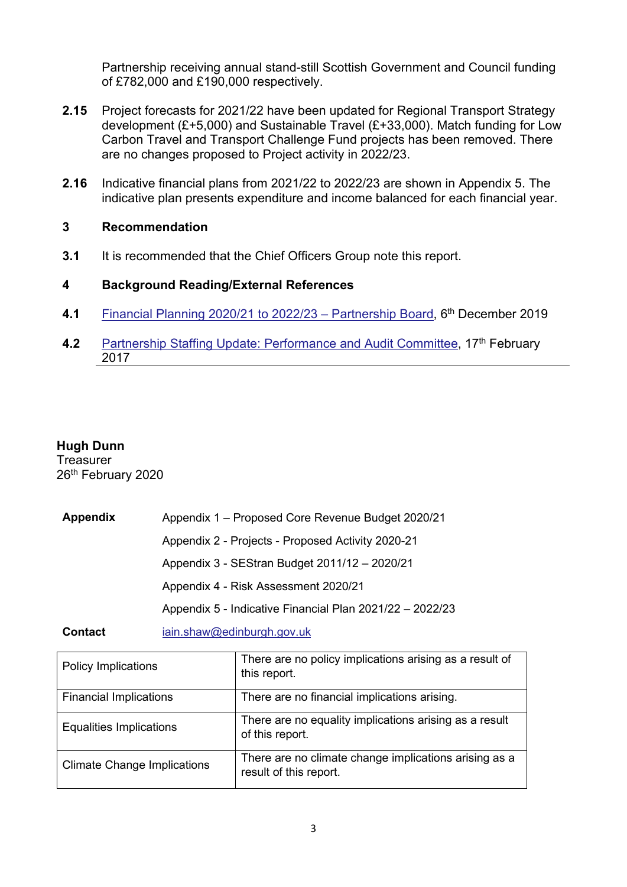Partnership receiving annual stand-still Scottish Government and Council funding of £782,000 and £190,000 respectively.

**2.15** Project forecasts for 2021/22 have been updated for Regional Transport Strategy development (£+5,000) and Sustainable Travel (£+33,000). Match funding for Low Carbon Travel and Transport Challenge Fund projects has been removed. There are no changes proposed to Project activity in 2022/23.

**2.16** Indicative financial plans from 2021/22 to 2022/23 are shown in Appendix 5. The indicative plan presents expenditure and income balanced for each financial year.

## 3 Recommendation

**3.1** It is recommended that the Chief Officers Group note this report.

## 4 Background Reading/External References

**4.1** Financial Planning 2020/21 to 2022/23 – Partnership Board, 6th December 2019

**4.2** Partnership Staffing Update: Performance and Audit Committee, 17th February 2017

---

**Hugh Dunn**
Treasurer
26th February 2020

**Appendix**

Appendix 1 – Proposed Core Revenue Budget 2020/21

Appendix 2 - Projects - Proposed Activity 2020-21

Appendix 3 - SEStran Budget 2011/12 – 2020/21

Appendix 4 - Risk Assessment 2020/21

Appendix 5 - Indicative Financial Plan 2021/22 – 2022/23

**Contact** iain.shaw@edinburgh.gov.uk

| | |
|---|---|
| Policy Implications | There are no policy implications arising as a result of this report. |
| Financial Implications | There are no financial implications arising. |
| Equalities Implications | There are no equality implications arising as a result of this report. |
| Climate Change Implications | There are no climate change implications arising as a result of this report. |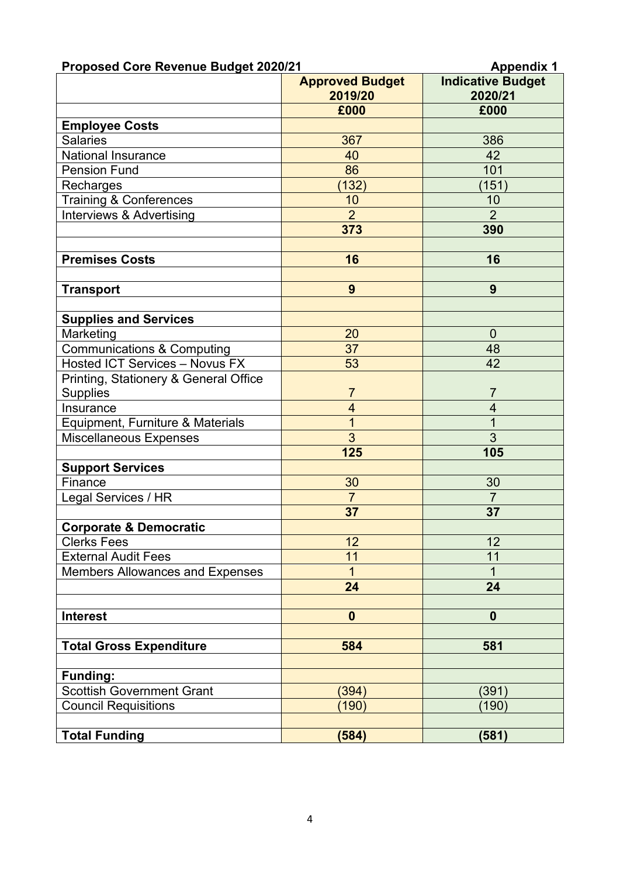**Proposed Core Revenue Budget 2020/21** **Appendix 1**

| | **Approved Budget 2019/20** | **Indicative Budget 2020/21** |
|---|---|---|
| | **£000** | **£000** |
| **Employee Costs** | | |
| Salaries | 367 | 386 |
| National Insurance | 40 | 42 |
| Pension Fund | 86 | 101 |
| Recharges | (132) | (151) |
| Training & Conferences | 10 | 10 |
| Interviews & Advertising | 2 | 2 |
| | **373** | **390** |
| | | |
| **Premises Costs** | **16** | **16** |
| | | |
| **Transport** | **9** | **9** |
| | | |
| **Supplies and Services** | | |
| Marketing | 20 | 0 |
| Communications & Computing | 37 | 48 |
| Hosted ICT Services – Novus FX | 53 | 42 |
| Printing, Stationery & General Office Supplies | 7 | 7 |
| Insurance | 4 | 4 |
| Equipment, Furniture & Materials | 1 | 1 |
| Miscellaneous Expenses | 3 | 3 |
| | **125** | **105** |
| **Support Services** | | |
| Finance | 30 | 30 |
| Legal Services / HR | 7 | 7 |
| | **37** | **37** |
| **Corporate & Democratic** | | |
| Clerks Fees | 12 | 12 |
| External Audit Fees | 11 | 11 |
| Members Allowances and Expenses | 1 | 1 |
| | **24** | **24** |
| | | |
| **Interest** | **0** | **0** |
| | | |
| **Total Gross Expenditure** | **584** | **581** |
| | | |
| **Funding:** | | |
| Scottish Government Grant | (394) | (391) |
| Council Requisitions | (190) | (190) |
| | | |
| **Total Funding** | **(584)** | **(581)** |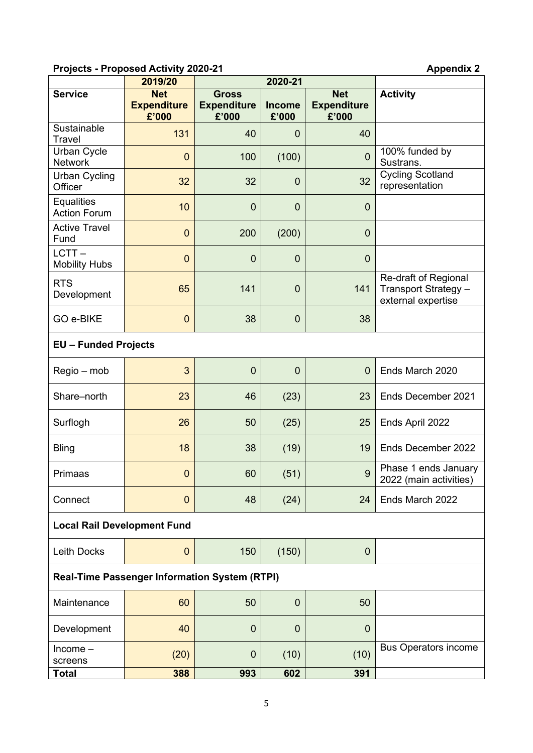**Projects - Proposed Activity 2020-21** **Appendix 2**

| | 2019/20 | 2020-21 | | | |
|---|---|---|---|---|---|
| **Service** | **Net Expenditure £'000** | **Gross Expenditure £'000** | **Income £'000** | **Net Expenditure £'000** | **Activity** |
| Sustainable Travel | 131 | 40 | 0 | 40 | |
| Urban Cycle Network | 0 | 100 | (100) | 0 | 100% funded by Sustrans. |
| Urban Cycling Officer | 32 | 32 | 0 | 32 | Cycling Scotland representation |
| Equalities Action Forum | 10 | 0 | 0 | 0 | |
| Active Travel Fund | 0 | 200 | (200) | 0 | |
| LCTT – Mobility Hubs | 0 | 0 | 0 | 0 | |
| RTS Development | 65 | 141 | 0 | 141 | Re-draft of Regional Transport Strategy – external expertise |
| GO e-BIKE | 0 | 38 | 0 | 38 | |
| **EU – Funded Projects** | | | | | |
| Regio – mob | 3 | 0 | 0 | 0 | Ends March 2020 |
| Share–north | 23 | 46 | (23) | 23 | Ends December 2021 |
| Surflogh | 26 | 50 | (25) | 25 | Ends April 2022 |
| Bling | 18 | 38 | (19) | 19 | Ends December 2022 |
| Primaas | 0 | 60 | (51) | 9 | Phase 1 ends January 2022 (main activities) |
| Connect | 0 | 48 | (24) | 24 | Ends March 2022 |
| **Local Rail Development Fund** | | | | | |
| Leith Docks | 0 | 150 | (150) | 0 | |
| **Real-Time Passenger Information System (RTPI)** | | | | | |
| Maintenance | 60 | 50 | 0 | 50 | |
| Development | 40 | 0 | 0 | 0 | |
| Income – screens | (20) | 0 | (10) | (10) | Bus Operators income |
| **Total** | **388** | **993** | **602** | **391** | |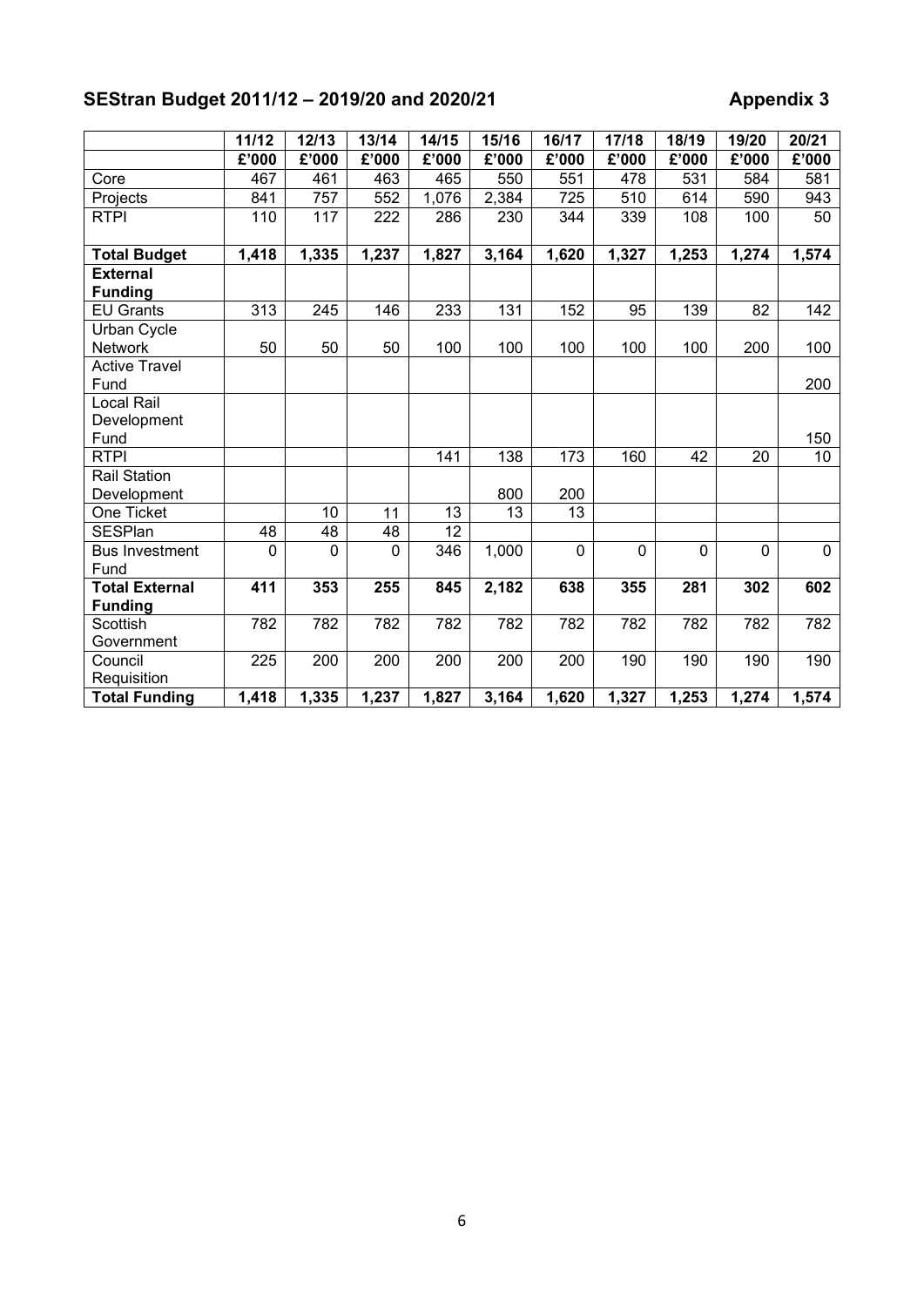## SEStran Budget 2011/12 – 2019/20 and 2020/21 Appendix 3

| | 11/12 | 12/13 | 13/14 | 14/15 | 15/16 | 16/17 | 17/18 | 18/19 | 19/20 | 20/21 |
|---|---|---|---|---|---|---|---|---|---|---|
| | £'000 | £'000 | £'000 | £'000 | £'000 | £'000 | £'000 | £'000 | £'000 | £'000 |
| Core | 467 | 461 | 463 | 465 | 550 | 551 | 478 | 531 | 584 | 581 |
| Projects | 841 | 757 | 552 | 1,076 | 2,384 | 725 | 510 | 614 | 590 | 943 |
| RTPI | 110 | 117 | 222 | 286 | 230 | 344 | 339 | 108 | 100 | 50 |
| **Total Budget** | **1,418** | **1,335** | **1,237** | **1,827** | **3,164** | **1,620** | **1,327** | **1,253** | **1,274** | **1,574** |
| **External Funding** | | | | | | | | | | |
| EU Grants | 313 | 245 | 146 | 233 | 131 | 152 | 95 | 139 | 82 | 142 |
| Urban Cycle Network | 50 | 50 | 50 | 100 | 100 | 100 | 100 | 100 | 200 | 100 |
| Active Travel Fund | | | | | | | | | | 200 |
| Local Rail Development Fund | | | | | | | | | | 150 |
| RTPI | | | | 141 | 138 | 173 | 160 | 42 | 20 | 10 |
| Rail Station Development | | | | | 800 | 200 | | | | |
| One Ticket | | 10 | 11 | 13 | 13 | 13 | | | | |
| SESPlan | 48 | 48 | 48 | 12 | | | | | | |
| Bus Investment Fund | 0 | 0 | 0 | 346 | 1,000 | 0 | 0 | 0 | 0 | 0 |
| **Total External Funding** | **411** | **353** | **255** | **845** | **2,182** | **638** | **355** | **281** | **302** | **602** |
| Scottish Government | 782 | 782 | 782 | 782 | 782 | 782 | 782 | 782 | 782 | 782 |
| Council Requisition | 225 | 200 | 200 | 200 | 200 | 200 | 190 | 190 | 190 | 190 |
| **Total Funding** | **1,418** | **1,335** | **1,237** | **1,827** | **3,164** | **1,620** | **1,327** | **1,253** | **1,274** | **1,574** |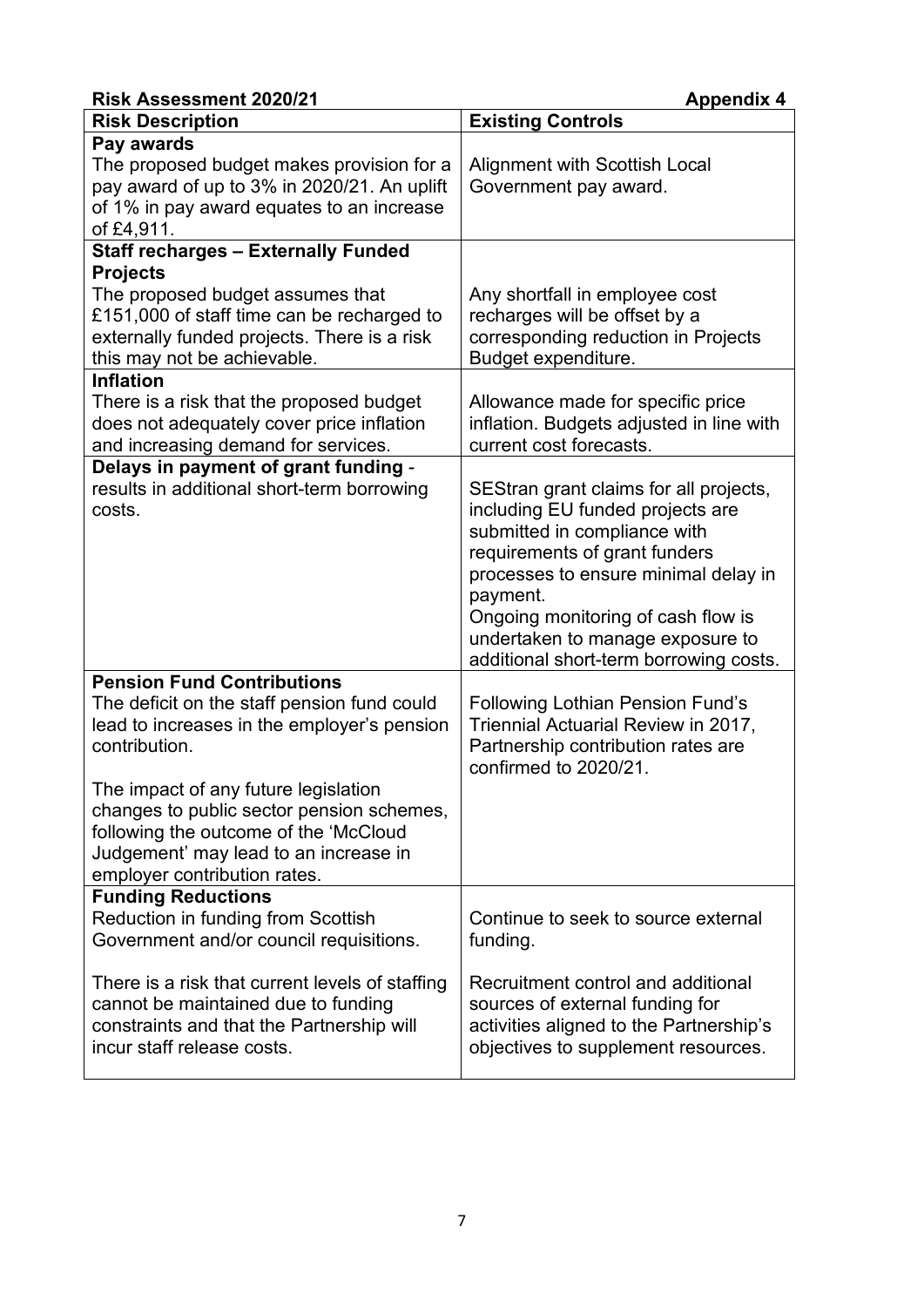**Risk Assessment 2020/21** **Appendix 4**

| Risk Description | Existing Controls |
| --- | --- |
| **Pay awards**<br>The proposed budget makes provision for a pay award of up to 3% in 2020/21. An uplift of 1% in pay award equates to an increase of £4,911. | Alignment with Scottish Local Government pay award. |
| **Staff recharges – Externally Funded Projects**<br>The proposed budget assumes that £151,000 of staff time can be recharged to externally funded projects. There is a risk this may not be achievable. | Any shortfall in employee cost recharges will be offset by a corresponding reduction in Projects Budget expenditure. |
| **Inflation**<br>There is a risk that the proposed budget does not adequately cover price inflation and increasing demand for services. | Allowance made for specific price inflation. Budgets adjusted in line with current cost forecasts. |
| **Delays in payment of grant funding** - results in additional short-term borrowing costs. | SEStran grant claims for all projects, including EU funded projects are submitted in compliance with requirements of grant funders processes to ensure minimal delay in payment.<br>Ongoing monitoring of cash flow is undertaken to manage exposure to additional short-term borrowing costs. |
| **Pension Fund Contributions**<br>The deficit on the staff pension fund could lead to increases in the employer's pension contribution.<br><br>The impact of any future legislation changes to public sector pension schemes, following the outcome of the 'McCloud Judgement' may lead to an increase in employer contribution rates. | Following Lothian Pension Fund's Triennial Actuarial Review in 2017, Partnership contribution rates are confirmed to 2020/21. |
| **Funding Reductions**<br>Reduction in funding from Scottish Government and/or council requisitions.<br><br>There is a risk that current levels of staffing cannot be maintained due to funding constraints and that the Partnership will incur staff release costs. | Continue to seek to source external funding.<br><br>Recruitment control and additional sources of external funding for activities aligned to the Partnership's objectives to supplement resources. |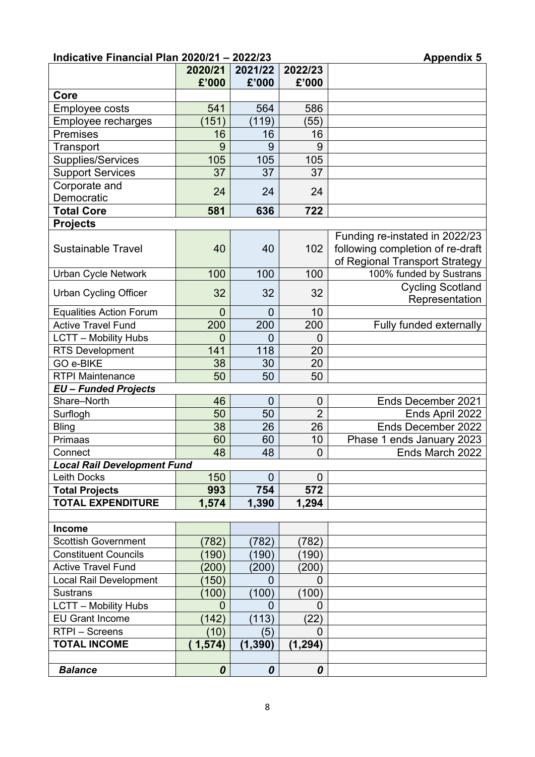**Indicative Financial Plan 2020/21 – 2022/23** **Appendix 5**

| | 2020/21 £'000 | 2021/22 £'000 | 2022/23 £'000 | |
|---|---|---|---|---|
| **Core** | | | | |
| Employee costs | 541 | 564 | 586 | |
| Employee recharges | (151) | (119) | (55) | |
| Premises | 16 | 16 | 16 | |
| Transport | 9 | 9 | 9 | |
| Supplies/Services | 105 | 105 | 105 | |
| Support Services | 37 | 37 | 37 | |
| Corporate and Democratic | 24 | 24 | 24 | |
| **Total Core** | **581** | **636** | **722** | |
| **Projects** | | | | |
| Sustainable Travel | 40 | 40 | 102 | Funding re-instated in 2022/23 following completion of re-draft of Regional Transport Strategy |
| Urban Cycle Network | 100 | 100 | 100 | 100% funded by Sustrans |
| Urban Cycling Officer | 32 | 32 | 32 | Cycling Scotland Representation |
| Equalities Action Forum | 0 | 0 | 10 | |
| Active Travel Fund | 200 | 200 | 200 | Fully funded externally |
| LCTT – Mobility Hubs | 0 | 0 | 0 | |
| RTS Development | 141 | 118 | 20 | |
| GO e-BIKE | 38 | 30 | 20 | |
| RTPI Maintenance | 50 | 50 | 50 | |
| ***EU – Funded Projects*** | | | | |
| Share–North | 46 | 0 | 0 | Ends December 2021 |
| Surflogh | 50 | 50 | 2 | Ends April 2022 |
| Bling | 38 | 26 | 26 | Ends December 2022 |
| Primaas | 60 | 60 | 10 | Phase 1 ends January 2023 |
| Connect | 48 | 48 | 0 | Ends March 2022 |
| ***Local Rail Development Fund*** | | | | |
| Leith Docks | 150 | 0 | 0 | |
| **Total Projects** | **993** | **754** | **572** | |
| **TOTAL EXPENDITURE** | **1,574** | **1,390** | **1,294** | |
| | | | | |
| **Income** | | | | |
| Scottish Government | (782) | (782) | (782) | |
| Constituent Councils | (190) | (190) | (190) | |
| Active Travel Fund | (200) | (200) | (200) | |
| Local Rail Development | (150) | 0 | 0 | |
| Sustrans | (100) | (100) | (100) | |
| LCTT – Mobility Hubs | 0 | 0 | 0 | |
| EU Grant Income | (142) | (113) | (22) | |
| RTPI – Screens | (10) | (5) | 0 | |
| **TOTAL INCOME** | **( 1,574)** | **(1,390)** | **(1,294)** | |
| | | | | |
| ***Balance*** | ***0*** | ***0*** | ***0*** | |